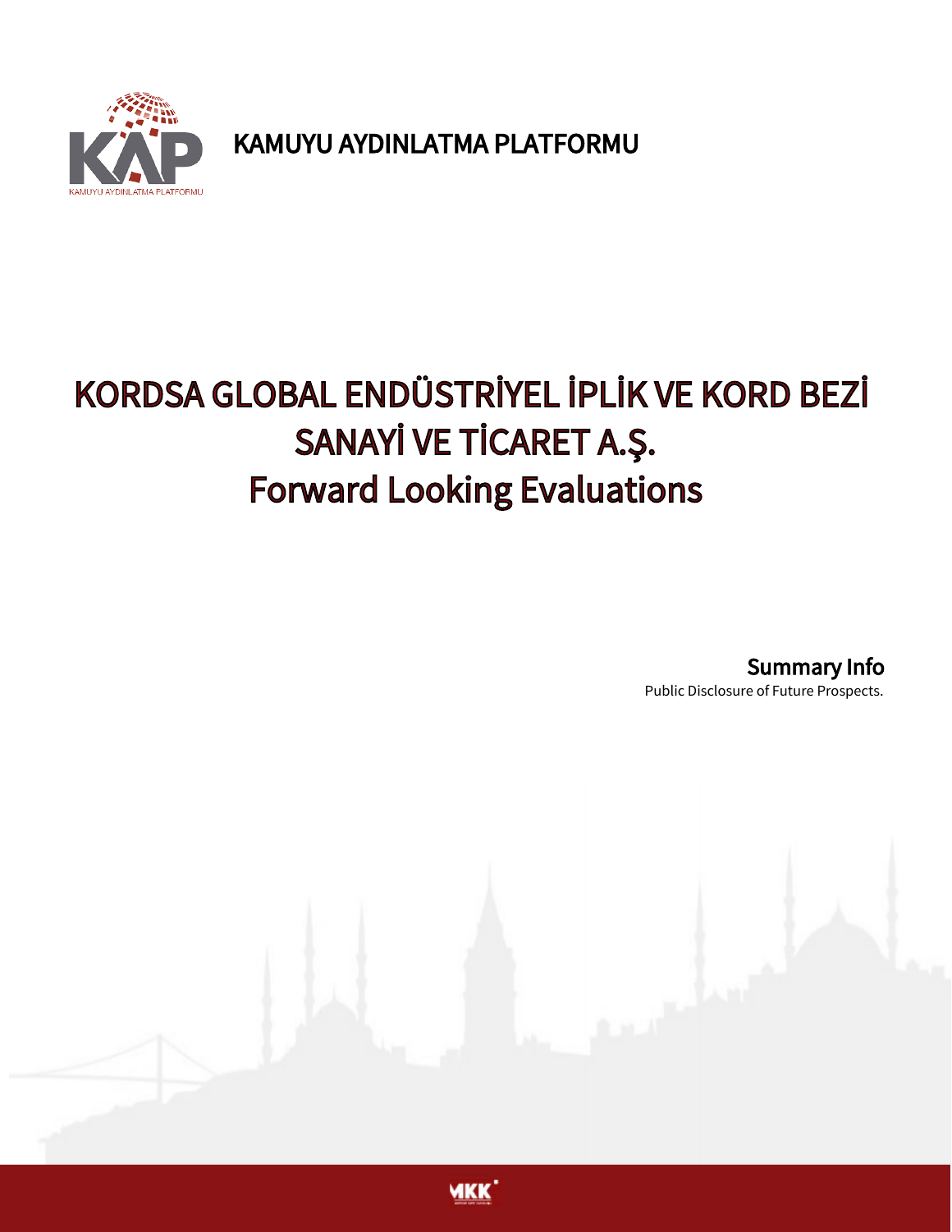KAMUYU AYDINLATMA PLATFORMU

# KORDSA GLOBAL ENDÜSTRİYEL İPLİK VE KORD BEZİ SANAYİ VE TİCARET A.Ş.
# Forward Looking Evaluations

**Summary Info**

Public Disclosure of Future Prospects.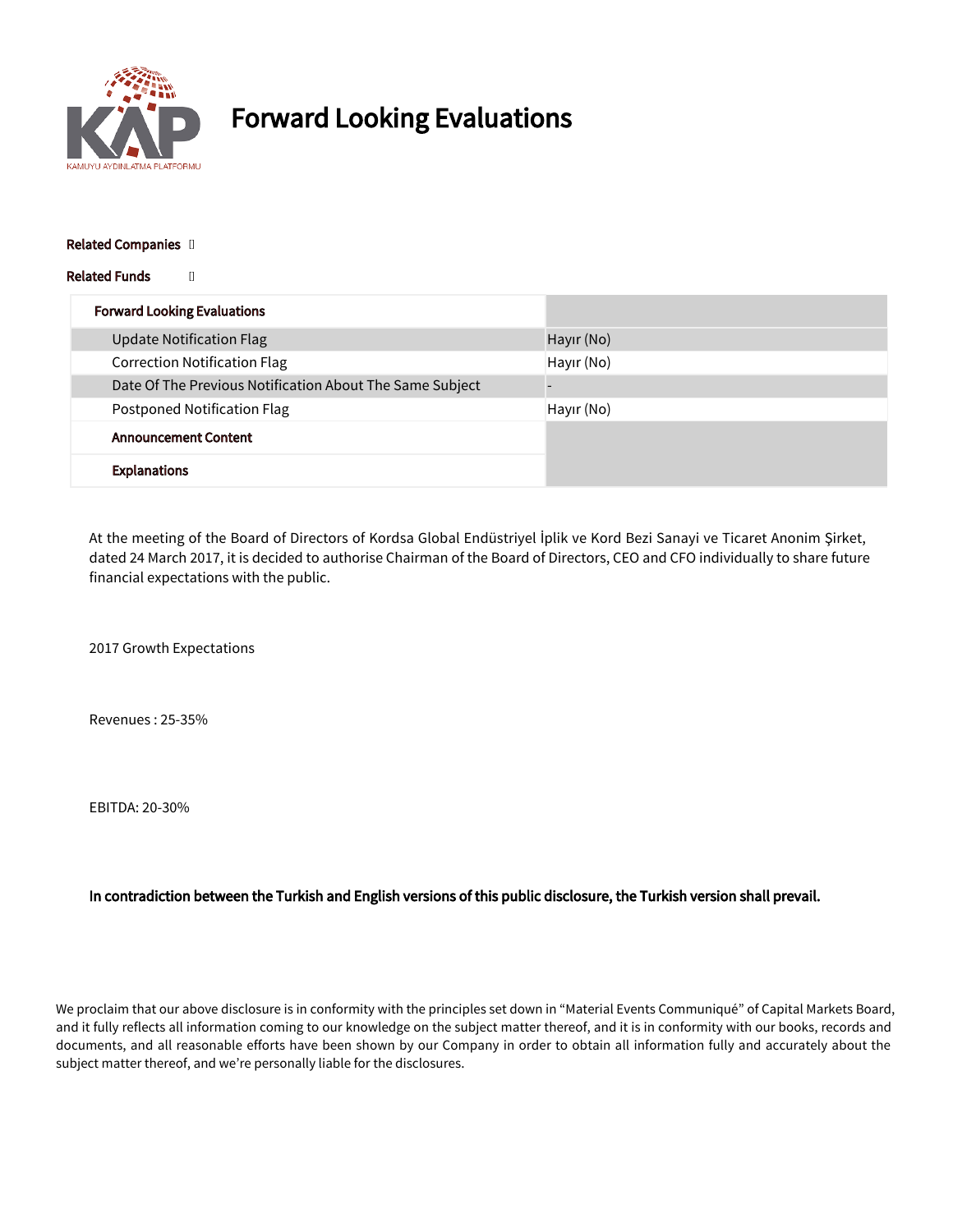# Forward Looking Evaluations

**Related Companies** 

**Related Funds** 

| **Forward Looking Evaluations** | |
|---|---|
| Update Notification Flag | Hayır (No) |
| Correction Notification Flag | Hayır (No) |
| Date Of The Previous Notification About The Same Subject | - |
| Postponed Notification Flag | Hayır (No) |
| **Announcement Content** | |
| **Explanations** | |

At the meeting of the Board of Directors of Kordsa Global Endüstriyel İplik ve Kord Bezi Sanayi ve Ticaret Anonim Şirket, dated 24 March 2017, it is decided to authorise Chairman of the Board of Directors, CEO and CFO individually to share future financial expectations with the public.

2017 Growth Expectations

Revenues : 25-35%

EBITDA: 20-30%

**In contradiction between the Turkish and English versions of this public disclosure, the Turkish version shall prevail.**

We proclaim that our above disclosure is in conformity with the principles set down in “Material Events Communiqué” of Capital Markets Board, and it fully reflects all information coming to our knowledge on the subject matter thereof, and it is in conformity with our books, records and documents, and all reasonable efforts have been shown by our Company in order to obtain all information fully and accurately about the subject matter thereof, and we’re personally liable for the disclosures.